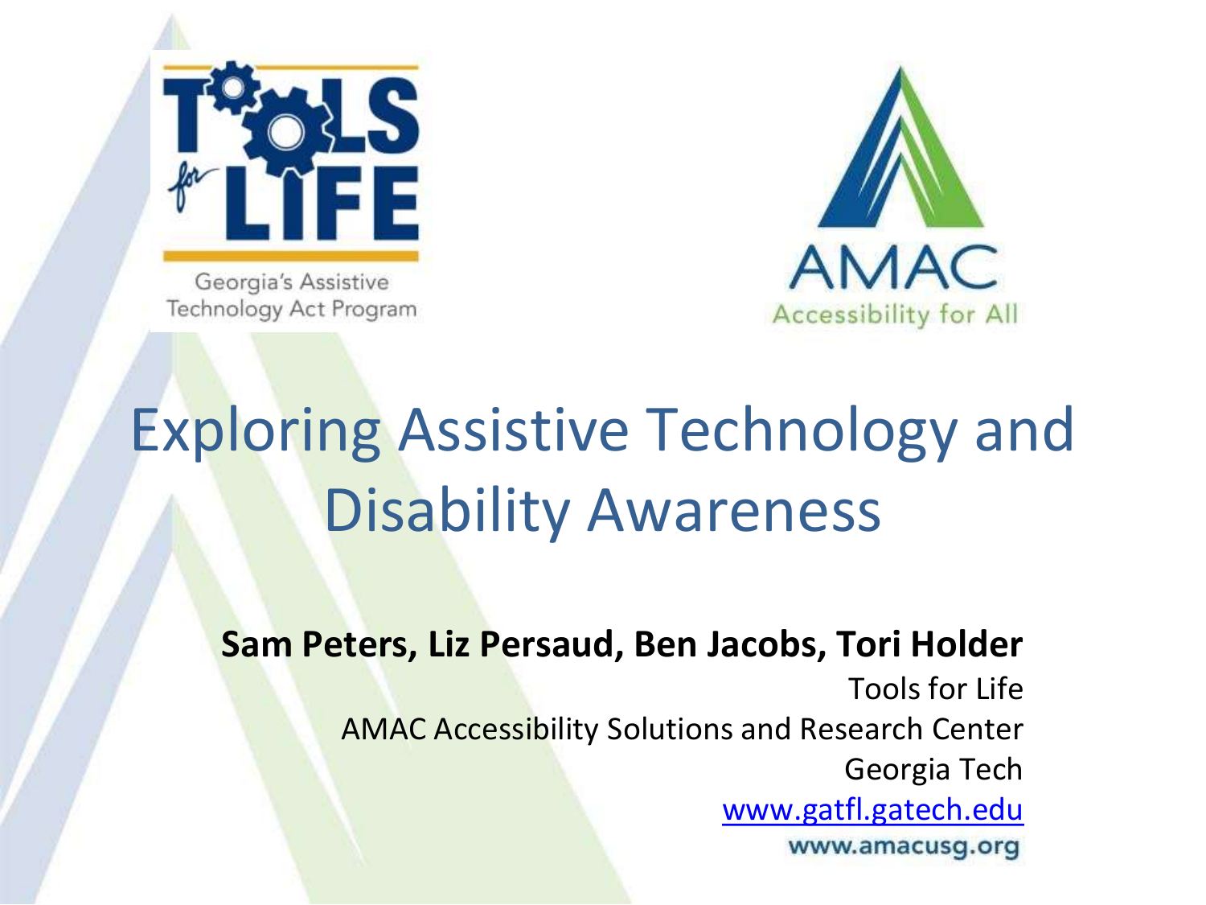Tools for Life

Georgia's Assistive Technology Act Program

AMAC

Accessibility for All

# Exploring Assistive Technology and Disability Awareness

**Sam Peters, Liz Persaud, Ben Jacobs, Tori Holder**

Tools for Life

AMAC Accessibility Solutions and Research Center

Georgia Tech

www.gatfl.gatech.edu

www.amacusg.org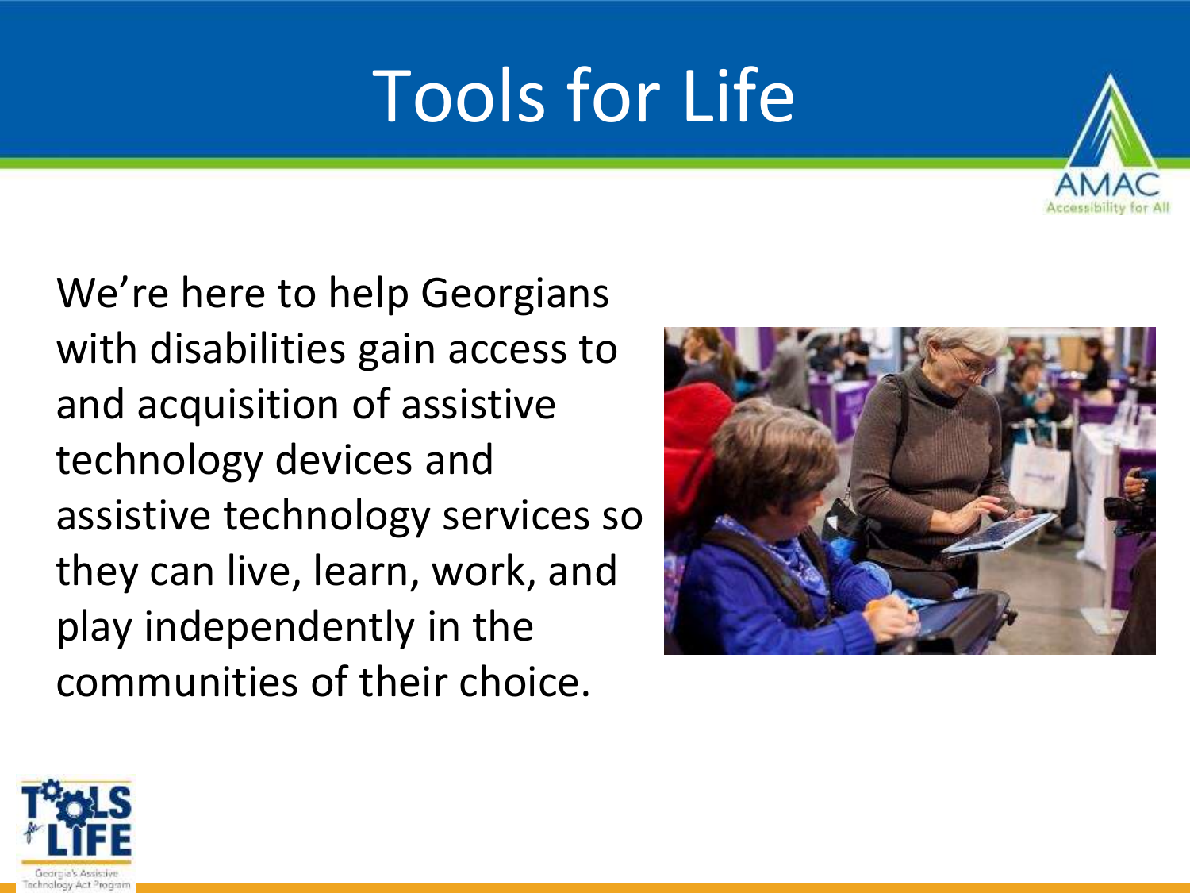# Tools for Life

We're here to help Georgians with disabilities gain access to and acquisition of assistive technology devices and assistive technology services so they can live, learn, work, and play independently in the communities of their choice.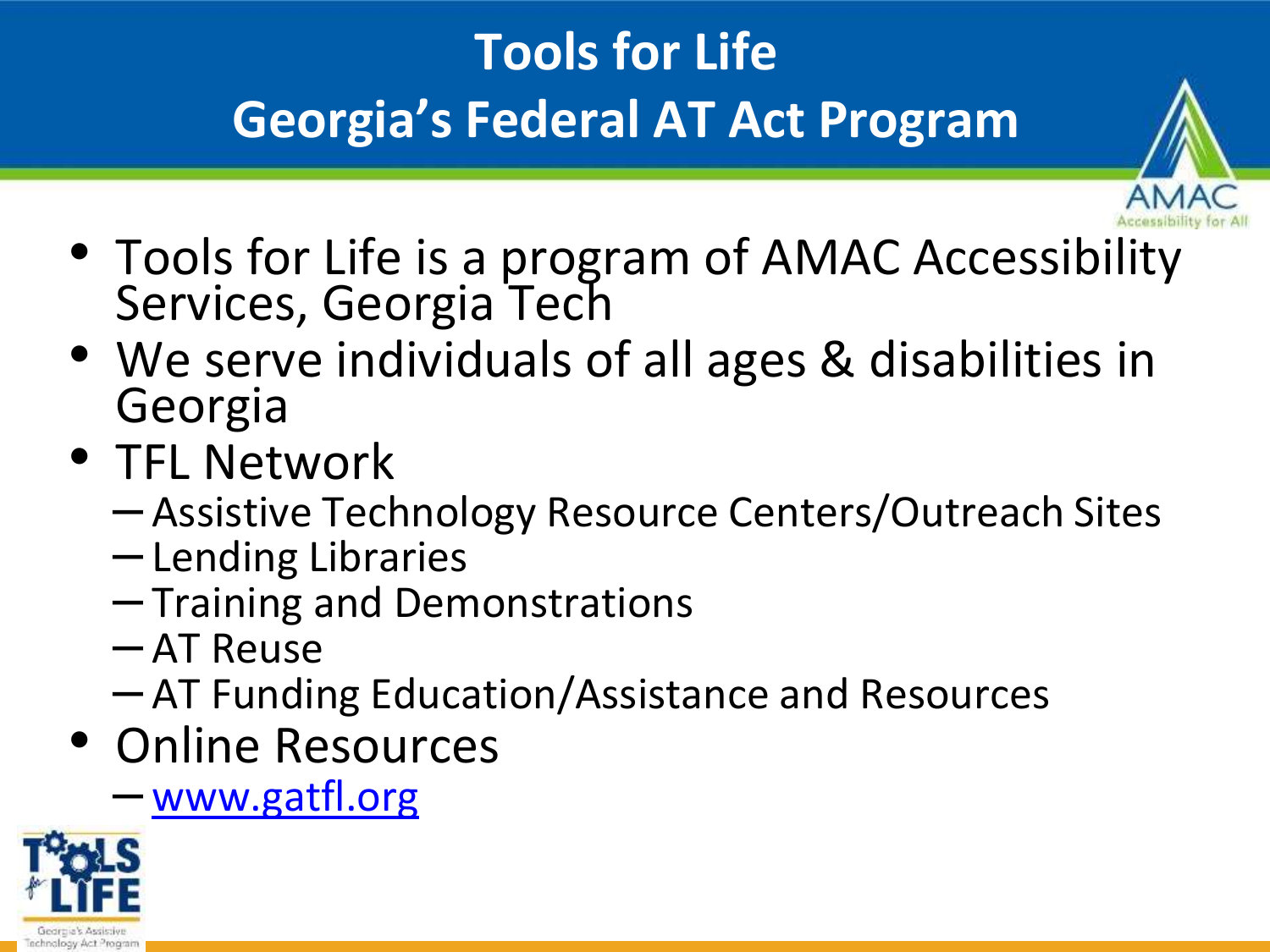# Tools for Life
## Georgia's Federal AT Act Program

- Tools for Life is a program of AMAC Accessibility Services, Georgia Tech
- We serve individuals of all ages & disabilities in Georgia
- TFL Network
  - Assistive Technology Resource Centers/Outreach Sites
  - Lending Libraries
  - Training and Demonstrations
  - AT Reuse
  - AT Funding Education/Assistance and Resources
- Online Resources
  - www.gatfl.org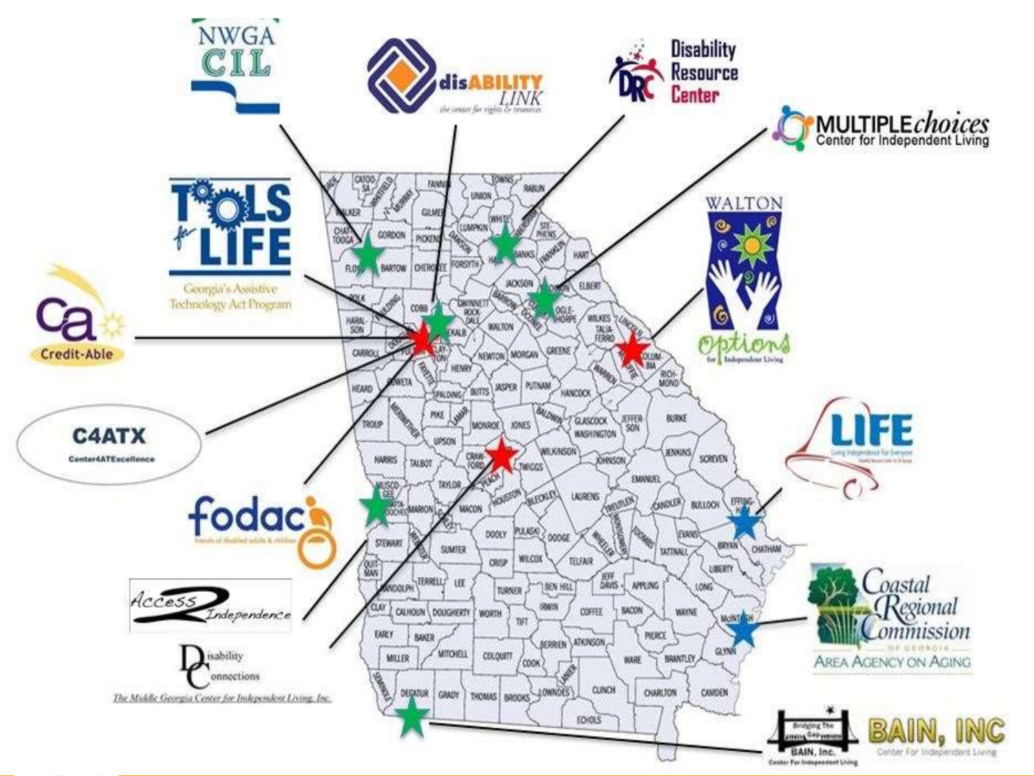NWGA CIL

disABILITY LINK
the center for rights & resources

Disability Resource Center

MULTIPLE*choices*
Center for Independent Living

Tools for Life
Georgia's Assistive Technology Act Program

WALTON Options for Independent Living

Credit-Able

C4ATX
Center4ATExcellence

LIFE
Living Independence For Everyone

fodac
friends of disabled adults & children

Access 2 Independence

Disability Connections
The Middle Georgia Center for Independent Living, Inc.

Coastal Regional Commission of Georgia
Area Agency on Aging

BAIN, INC
Center For Independent Living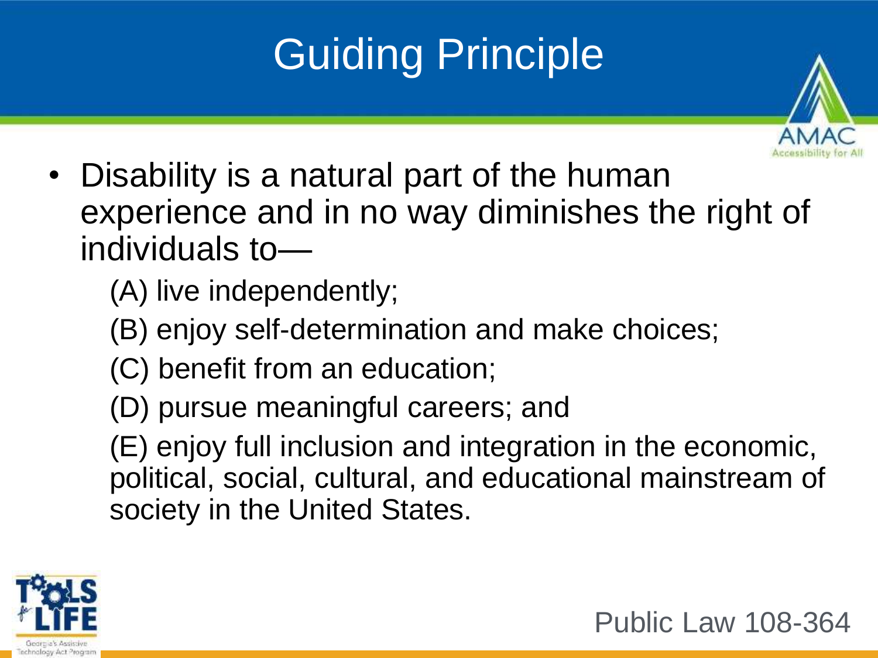# Guiding Principle

- Disability is a natural part of the human experience and in no way diminishes the right of individuals to—

  (A) live independently;

  (B) enjoy self-determination and make choices;

  (C) benefit from an education;

  (D) pursue meaningful careers; and

  (E) enjoy full inclusion and integration in the economic, political, social, cultural, and educational mainstream of society in the United States.

Public Law 108-364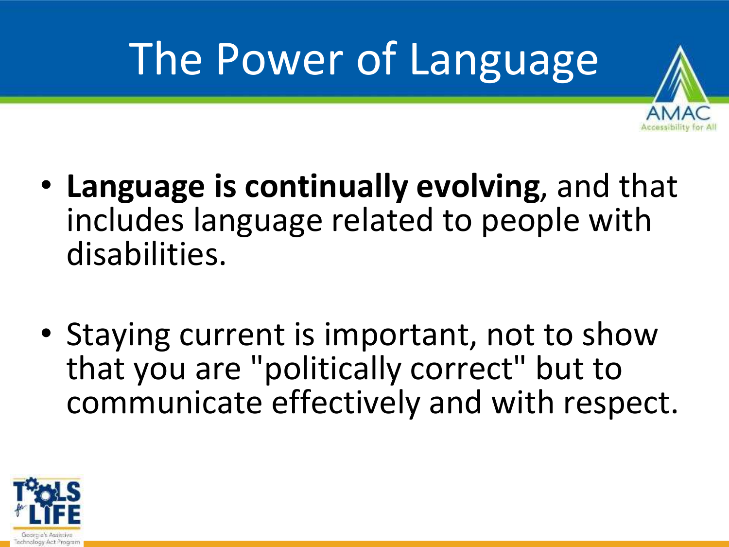# The Power of Language

- **Language is continually evolving**, and that includes language related to people with disabilities.

- Staying current is important, not to show that you are "politically correct" but to communicate effectively and with respect.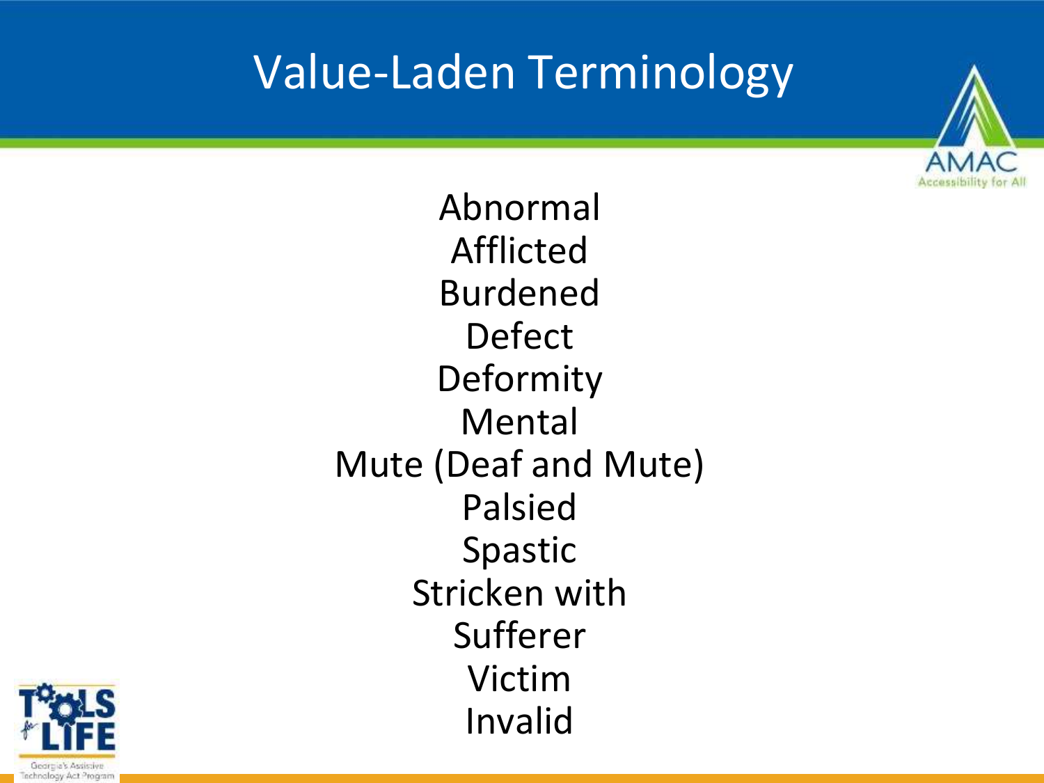# Value-Laden Terminology

Abnormal
Afflicted
Burdened
Defect
Deformity
Mental
Mute (Deaf and Mute)
Palsied
Spastic
Stricken with
Sufferer
Victim
Invalid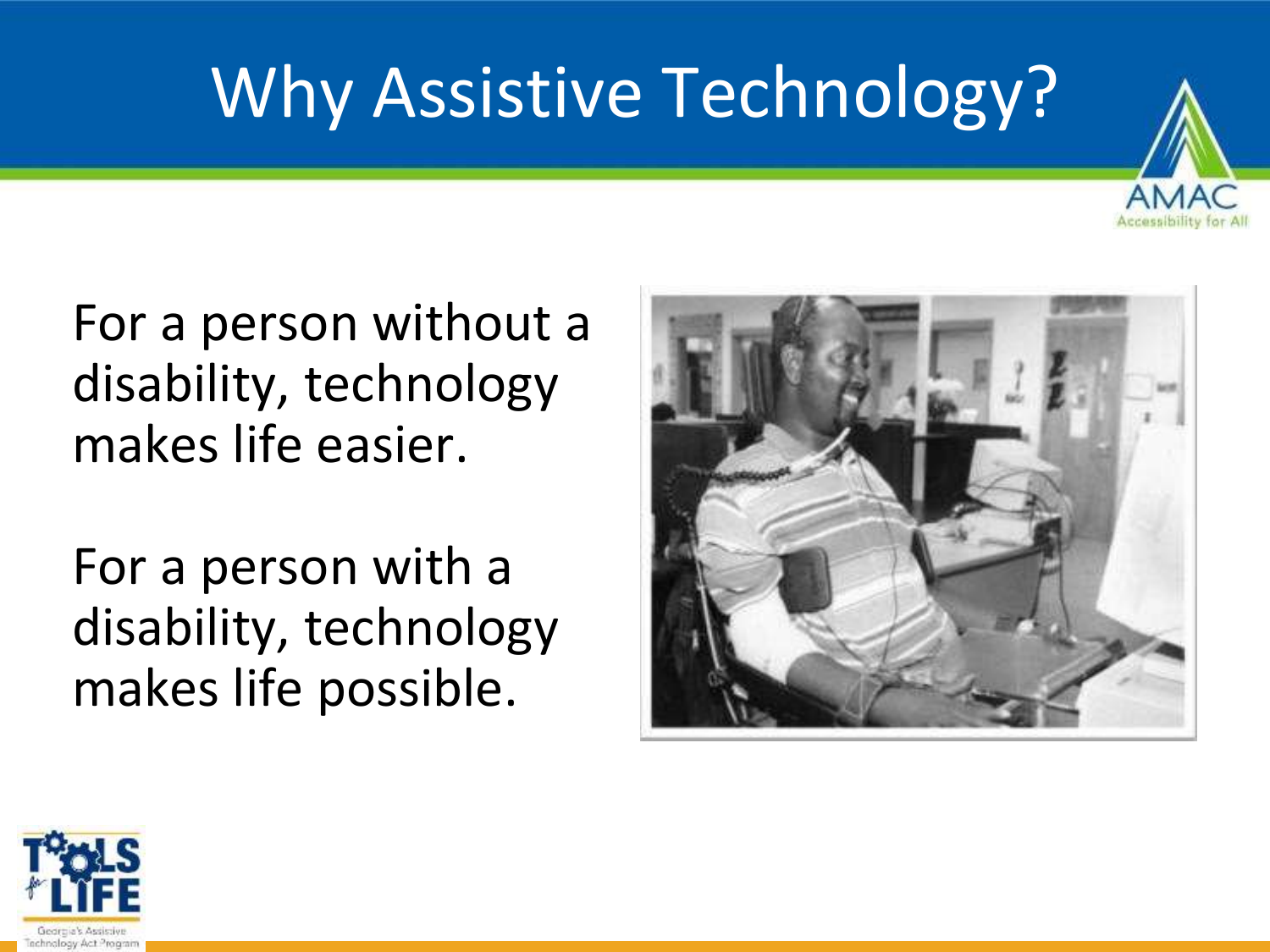# Why Assistive Technology?

For a person without a disability, technology makes life easier.

For a person with a disability, technology makes life possible.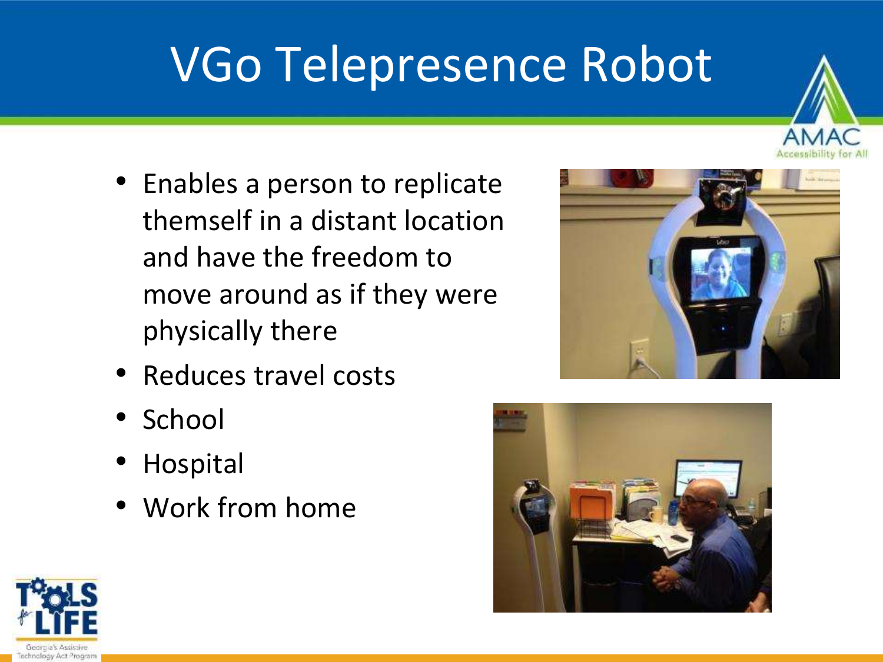# VGo Telepresence Robot

- Enables a person to replicate themself in a distant location and have the freedom to move around as if they were physically there
- Reduces travel costs
- School
- Hospital
- Work from home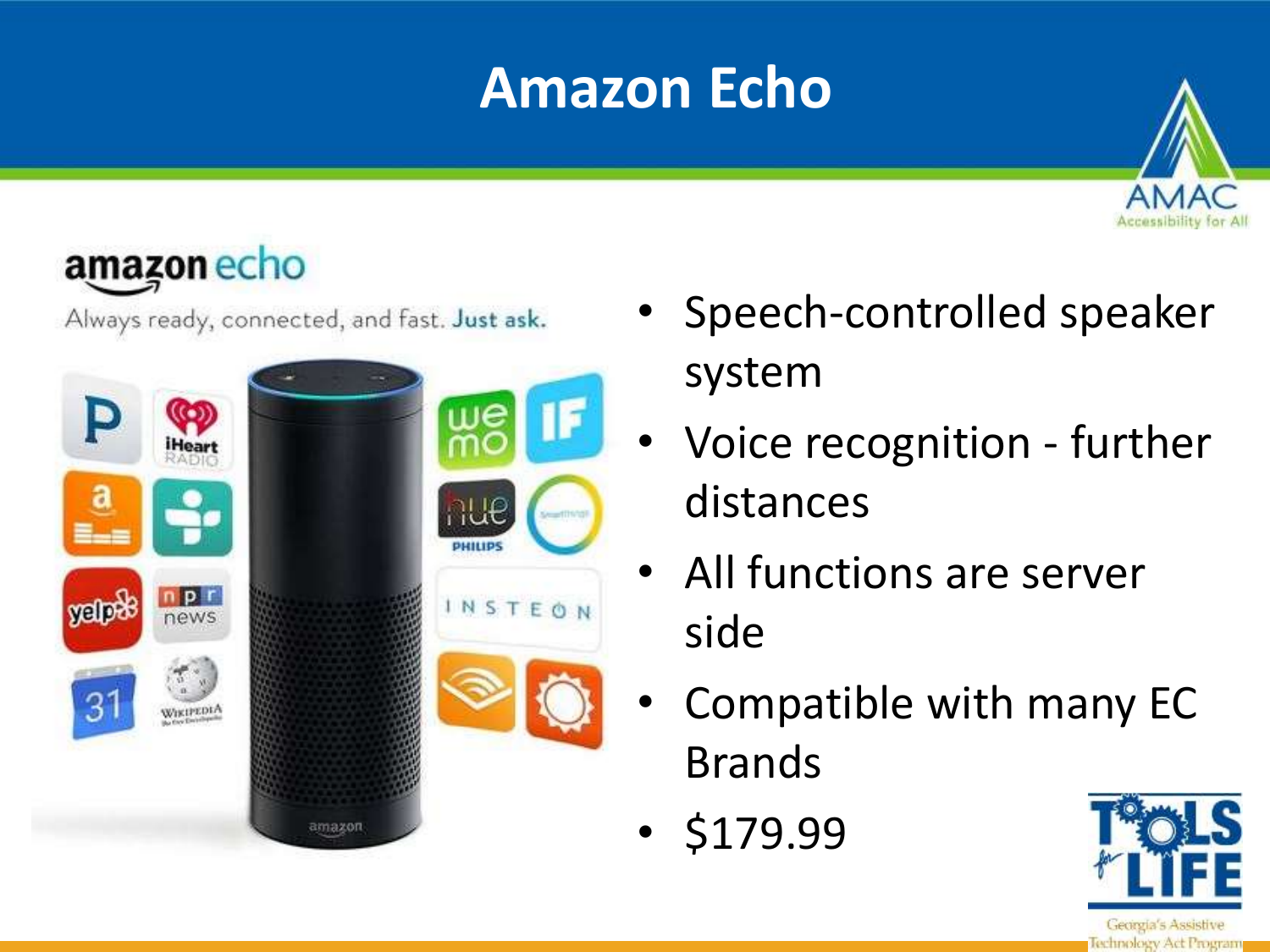# Amazon Echo

- Speech-controlled speaker system
- Voice recognition - further distances
- All functions are server side
- Compatible with many EC Brands
- $179.99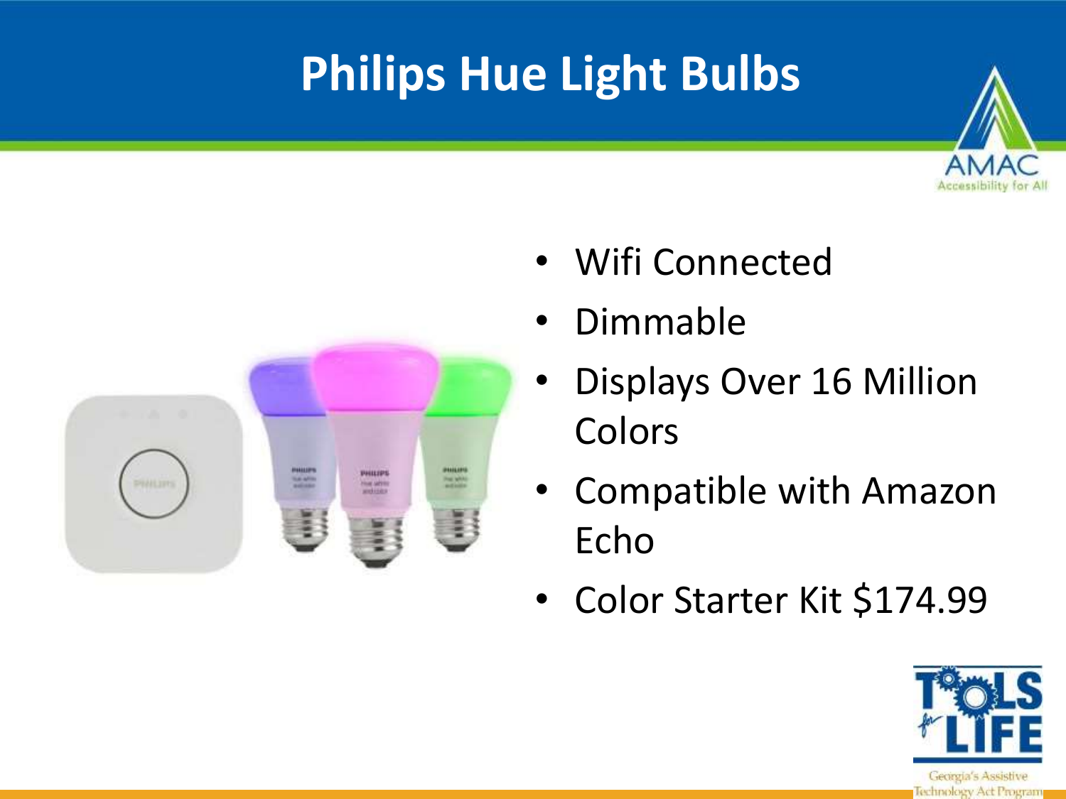# Philips Hue Light Bulbs

- Wifi Connected
- Dimmable
- Displays Over 16 Million Colors
- Compatible with Amazon Echo
- Color Starter Kit $174.99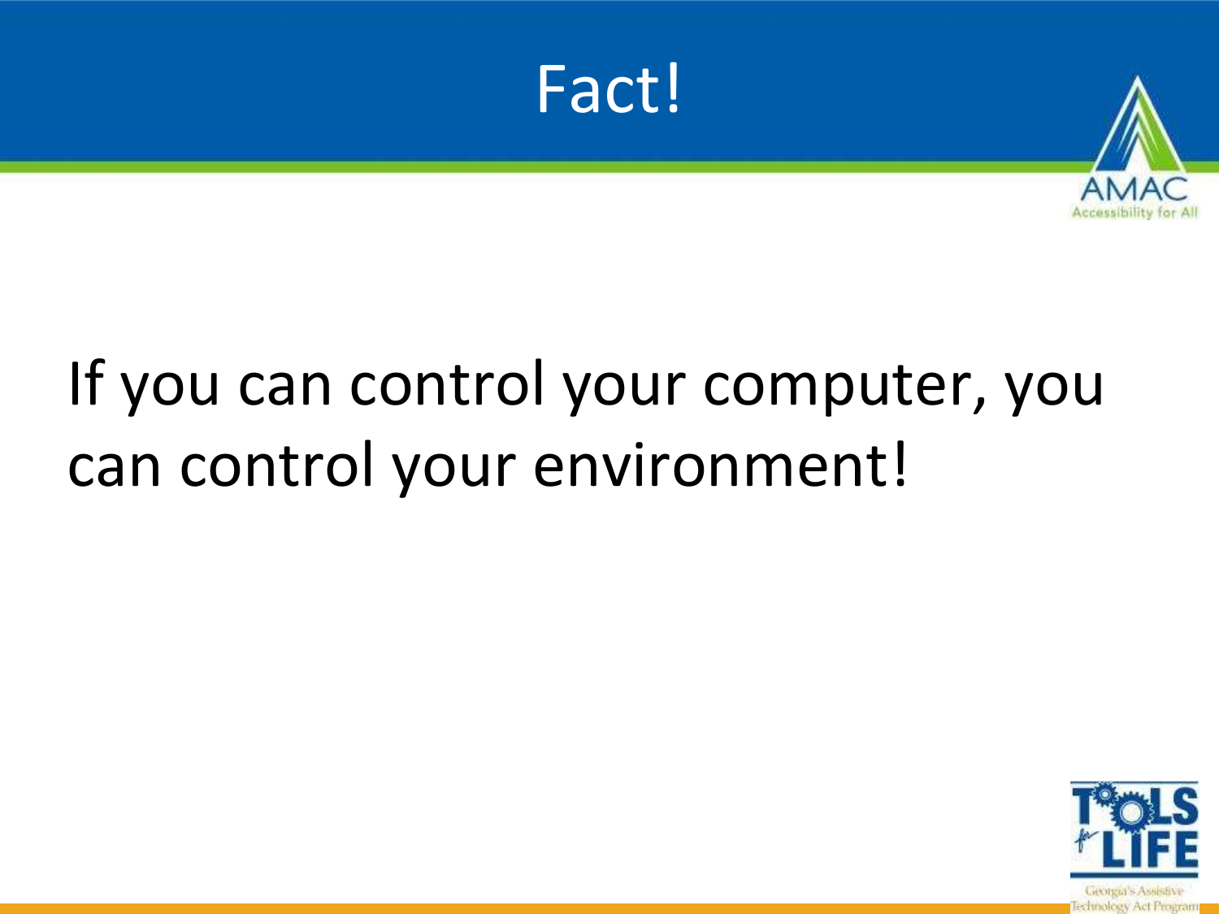# Fact!

If you can control your computer, you can control your environment!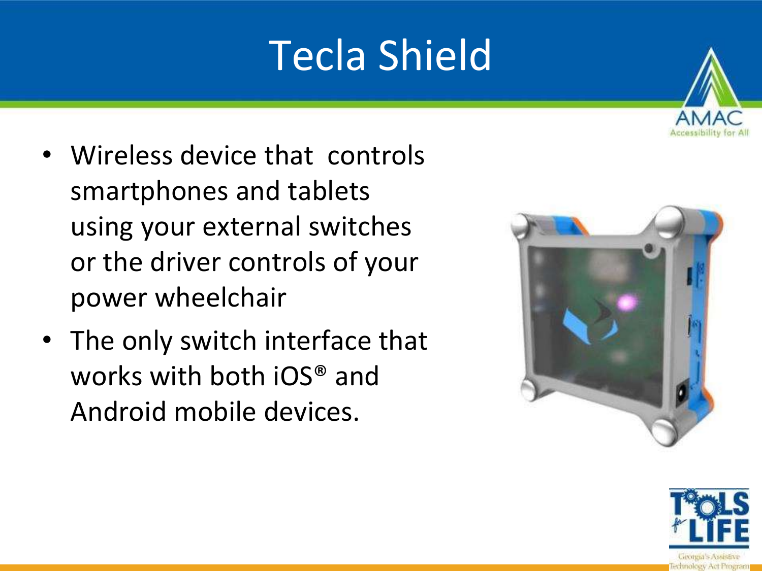# Tecla Shield

- Wireless device that controls smartphones and tablets using your external switches or the driver controls of your power wheelchair
- The only switch interface that works with both iOS® and Android mobile devices.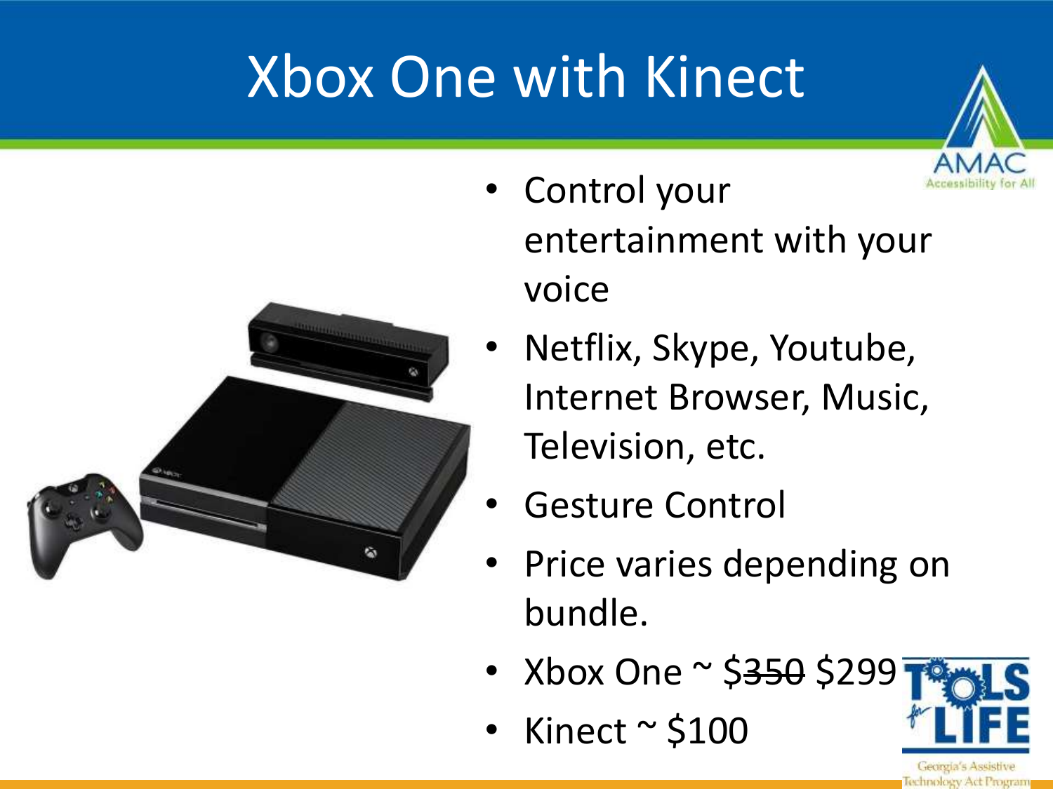# Xbox One with Kinect

- Control your entertainment with your voice
- Netflix, Skype, Youtube, Internet Browser, Music, Television, etc.
- Gesture Control
- Price varies depending on bundle.
- Xbox One ~ $~~350~~ $299
- Kinect ~ $100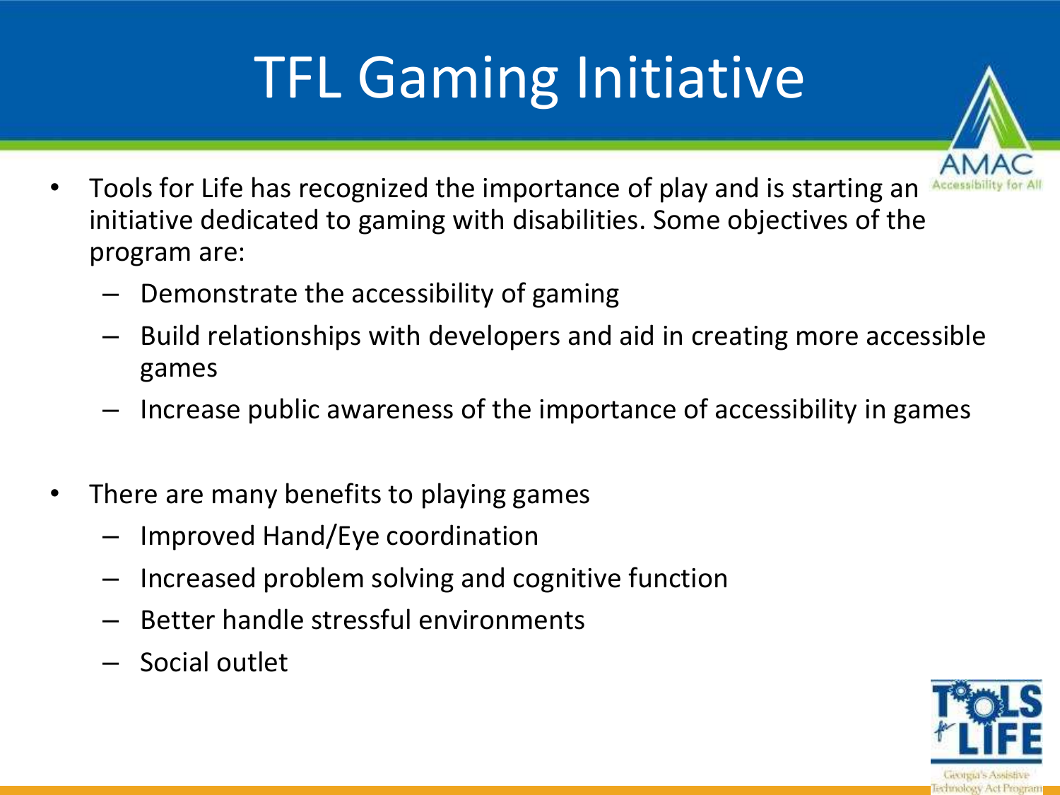# TFL Gaming Initiative

- Tools for Life has recognized the importance of play and is starting an initiative dedicated to gaming with disabilities. Some objectives of the program are:
  - Demonstrate the accessibility of gaming
  - Build relationships with developers and aid in creating more accessible games
  - Increase public awareness of the importance of accessibility in games

- There are many benefits to playing games
  - Improved Hand/Eye coordination
  - Increased problem solving and cognitive function
  - Better handle stressful environments
  - Social outlet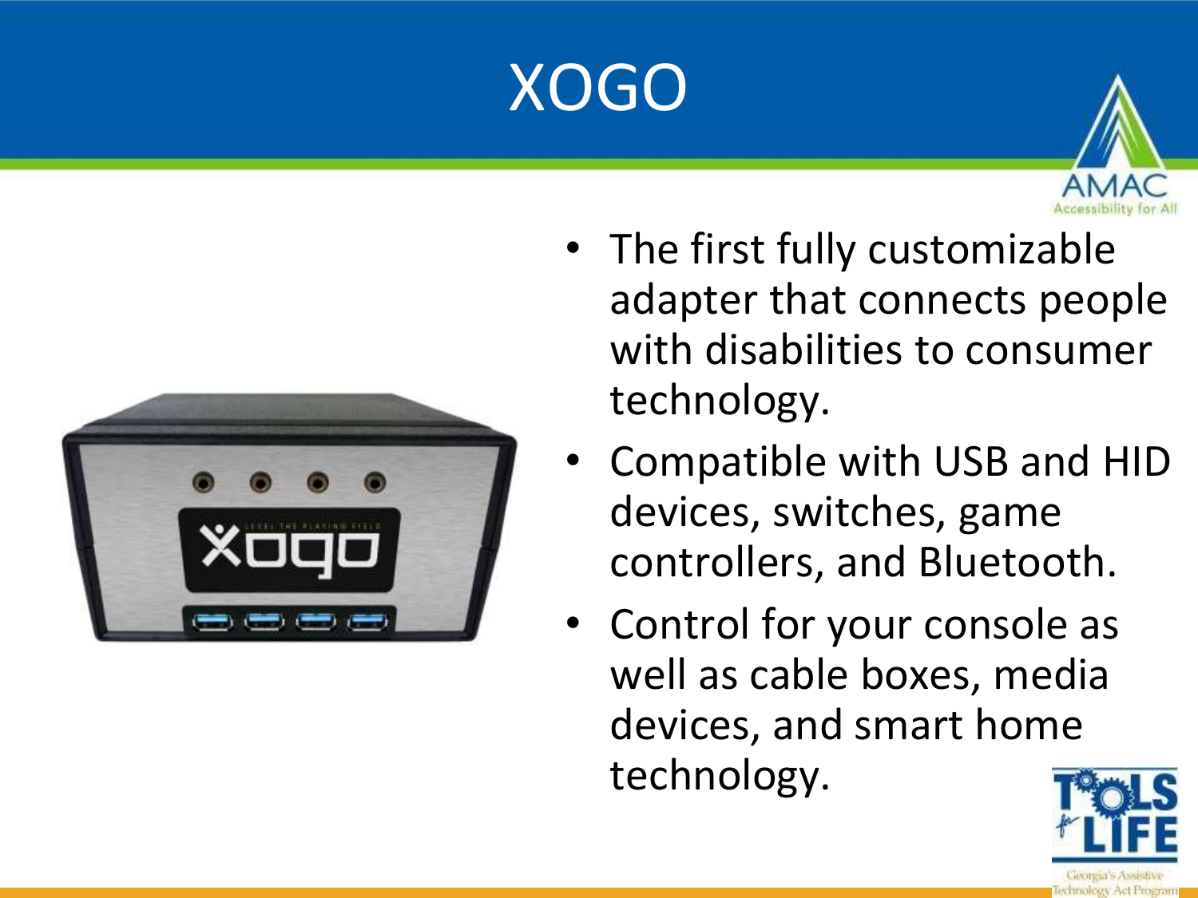# XOGO

- The first fully customizable adapter that connects people with disabilities to consumer technology.
- Compatible with USB and HID devices, switches, game controllers, and Bluetooth.
- Control for your console as well as cable boxes, media devices, and smart home technology.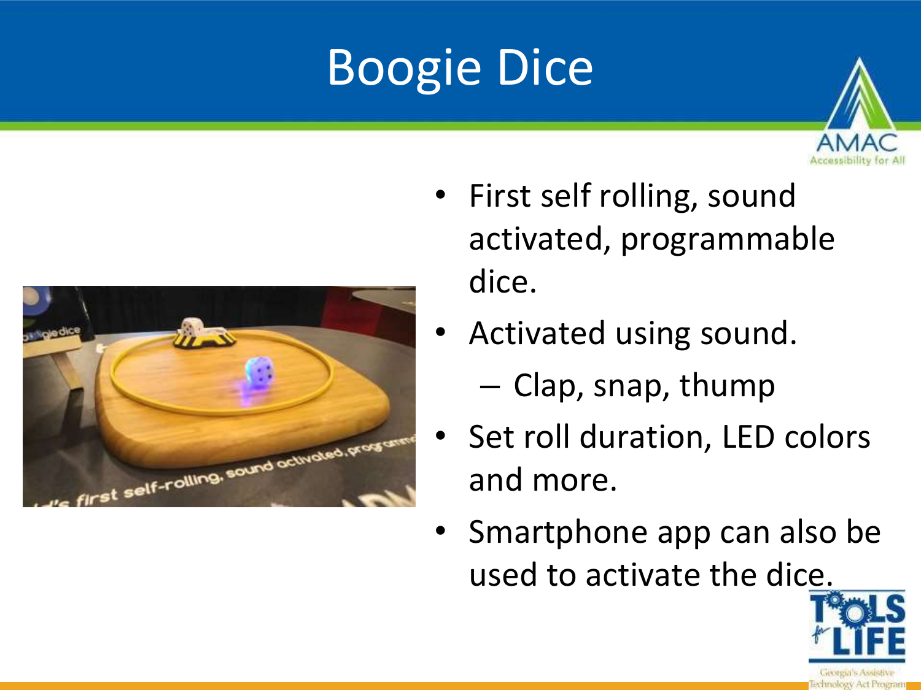# Boogie Dice

- First self rolling, sound activated, programmable dice.
- Activated using sound.
  - Clap, snap, thump
- Set roll duration, LED colors and more.
- Smartphone app can also be used to activate the dice.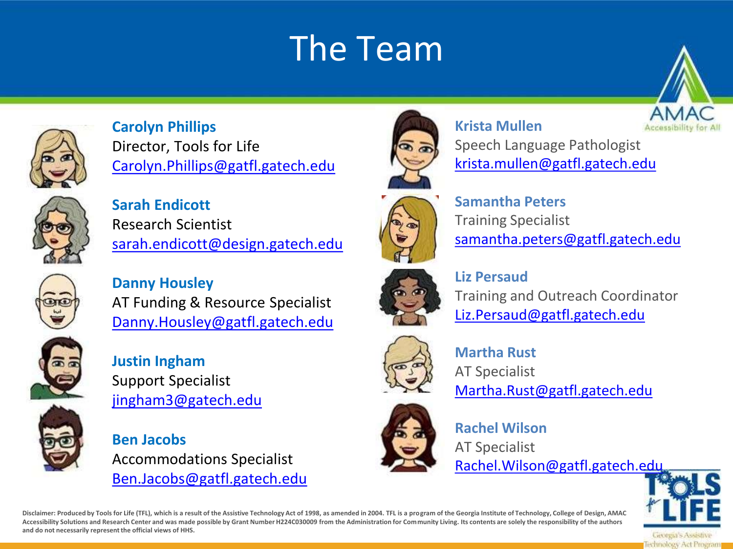# The Team

**Carolyn Phillips**
Director, Tools for Life
Carolyn.Phillips@gatfl.gatech.edu

**Sarah Endicott**
Research Scientist
sarah.endicott@design.gatech.edu

**Danny Housley**
AT Funding & Resource Specialist
Danny.Housley@gatfl.gatech.edu

**Justin Ingham**
Support Specialist
jingham3@gatech.edu

**Ben Jacobs**
Accommodations Specialist
Ben.Jacobs@gatfl.gatech.edu

**Krista Mullen**
Speech Language Pathologist
krista.mullen@gatfl.gatech.edu

**Samantha Peters**
Training Specialist
samantha.peters@gatfl.gatech.edu

**Liz Persaud**
Training and Outreach Coordinator
Liz.Persaud@gatfl.gatech.edu

**Martha Rust**
AT Specialist
Martha.Rust@gatfl.gatech.edu

**Rachel Wilson**
AT Specialist
Rachel.Wilson@gatfl.gatech.edu

AMAC Accessibility for All

Tools for Life — Georgia's Assistive Technology Act Program

**Disclaimer: Produced by Tools for Life (TFL), which is a result of the Assistive Technology Act of 1998, as amended in 2004. TFL is a program of the Georgia Institute of Technology, College of Design, AMAC Accessibility Solutions and Research Center and was made possible by Grant Number H224C030009 from the Administration for Community Living. Its contents are solely the responsibility of the authors and do not necessarily represent the official views of HHS.**